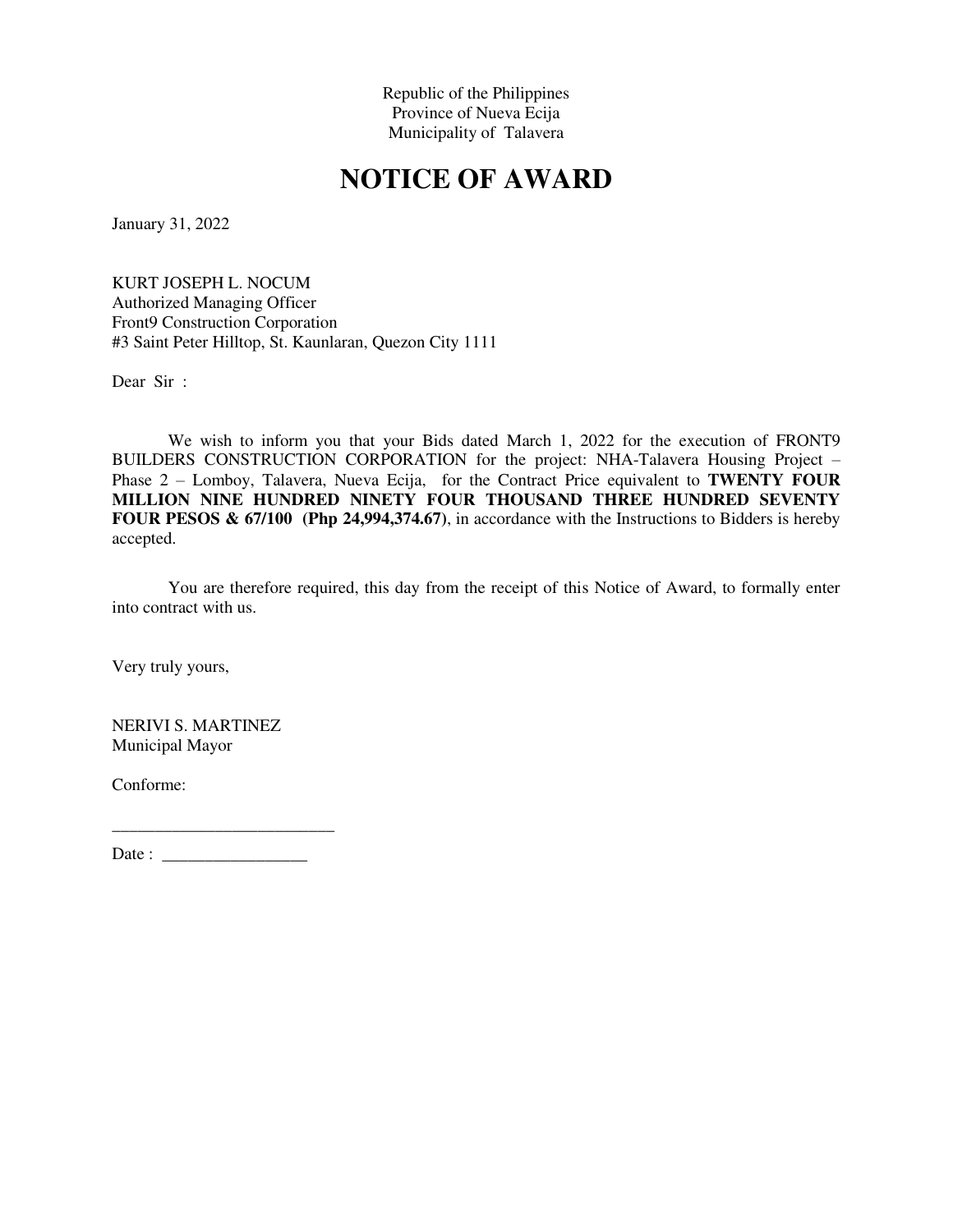Republic of the Philippines
Province of Nueva Ecija
Municipality of Talavera

# NOTICE OF AWARD

January 31, 2022

KURT JOSEPH L. NOCUM
Authorized Managing Officer
Front9 Construction Corporation
#3 Saint Peter Hilltop, St. Kaunlaran, Quezon City 1111

Dear Sir :

We wish to inform you that your Bids dated March 1, 2022 for the execution of FRONT9 BUILDERS CONSTRUCTION CORPORATION for the project: NHA-Talavera Housing Project – Phase 2 – Lomboy, Talavera, Nueva Ecija, for the Contract Price equivalent to **TWENTY FOUR MILLION NINE HUNDRED NINETY FOUR THOUSAND THREE HUNDRED SEVENTY FOUR PESOS & 67/100 (Php 24,994,374.67)**, in accordance with the Instructions to Bidders is hereby accepted.

You are therefore required, this day from the receipt of this Notice of Award, to formally enter into contract with us.

Very truly yours,

NERIVI S. MARTINEZ
Municipal Mayor

Conforme:

__________________________

Date : _________________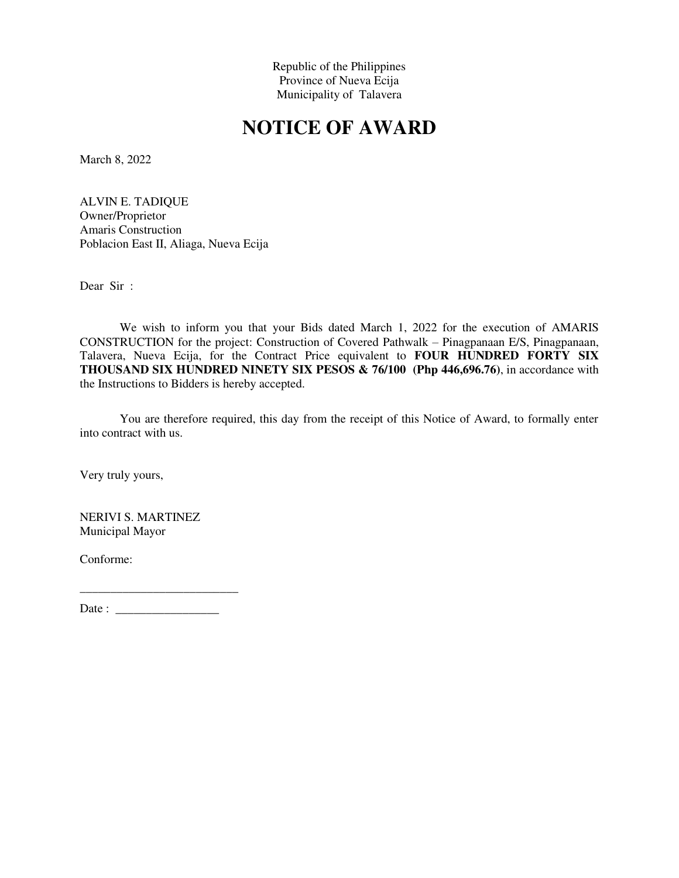Republic of the Philippines
Province of Nueva Ecija
Municipality of Talavera

# NOTICE OF AWARD

March 8, 2022

ALVIN E. TADIQUE
Owner/Proprietor
Amaris Construction
Poblacion East II, Aliaga, Nueva Ecija

Dear Sir :

We wish to inform you that your Bids dated March 1, 2022 for the execution of AMARIS CONSTRUCTION for the project: Construction of Covered Pathwalk – Pinagpanaan E/S, Pinagpanaan, Talavera, Nueva Ecija, for the Contract Price equivalent to **FOUR HUNDRED FORTY SIX THOUSAND SIX HUNDRED NINETY SIX PESOS & 76/100 (Php 446,696.76)**, in accordance with the Instructions to Bidders is hereby accepted.

You are therefore required, this day from the receipt of this Notice of Award, to formally enter into contract with us.

Very truly yours,

NERIVI S. MARTINEZ
Municipal Mayor

Conforme:

__________________________

Date : _________________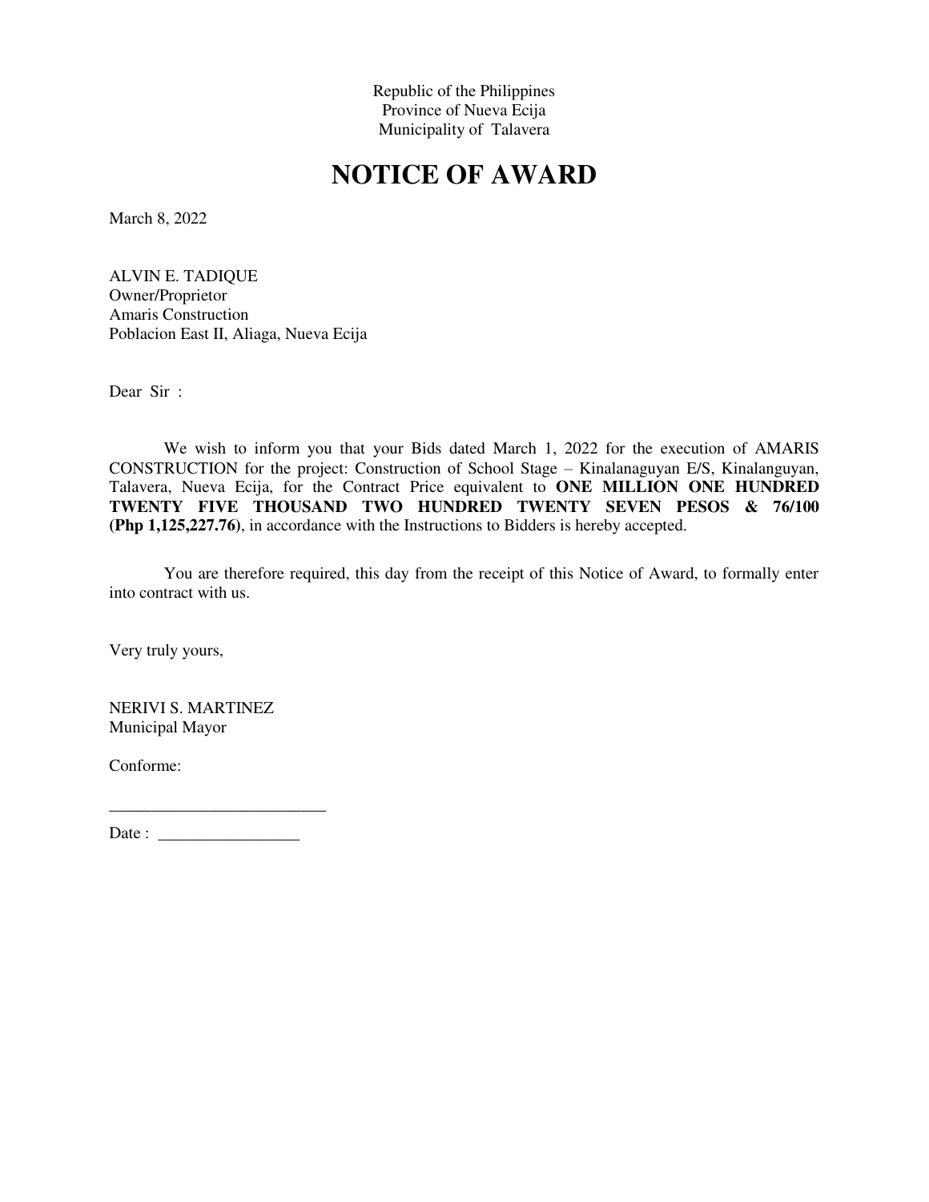Republic of the Philippines
Province of Nueva Ecija
Municipality of Talavera

# NOTICE OF AWARD

March 8, 2022

ALVIN E. TADIQUE
Owner/Proprietor
Amaris Construction
Poblacion East II, Aliaga, Nueva Ecija

Dear Sir :

We wish to inform you that your Bids dated March 1, 2022 for the execution of AMARIS CONSTRUCTION for the project: Construction of School Stage – Kinalanaguyan E/S, Kinalanguyan, Talavera, Nueva Ecija, for the Contract Price equivalent to **ONE MILLION ONE HUNDRED TWENTY FIVE THOUSAND TWO HUNDRED TWENTY SEVEN PESOS & 76/100 (Php 1,125,227.76)**, in accordance with the Instructions to Bidders is hereby accepted.

You are therefore required, this day from the receipt of this Notice of Award, to formally enter into contract with us.

Very truly yours,

NERIVI S. MARTINEZ
Municipal Mayor

Conforme:

__________________________

Date : _________________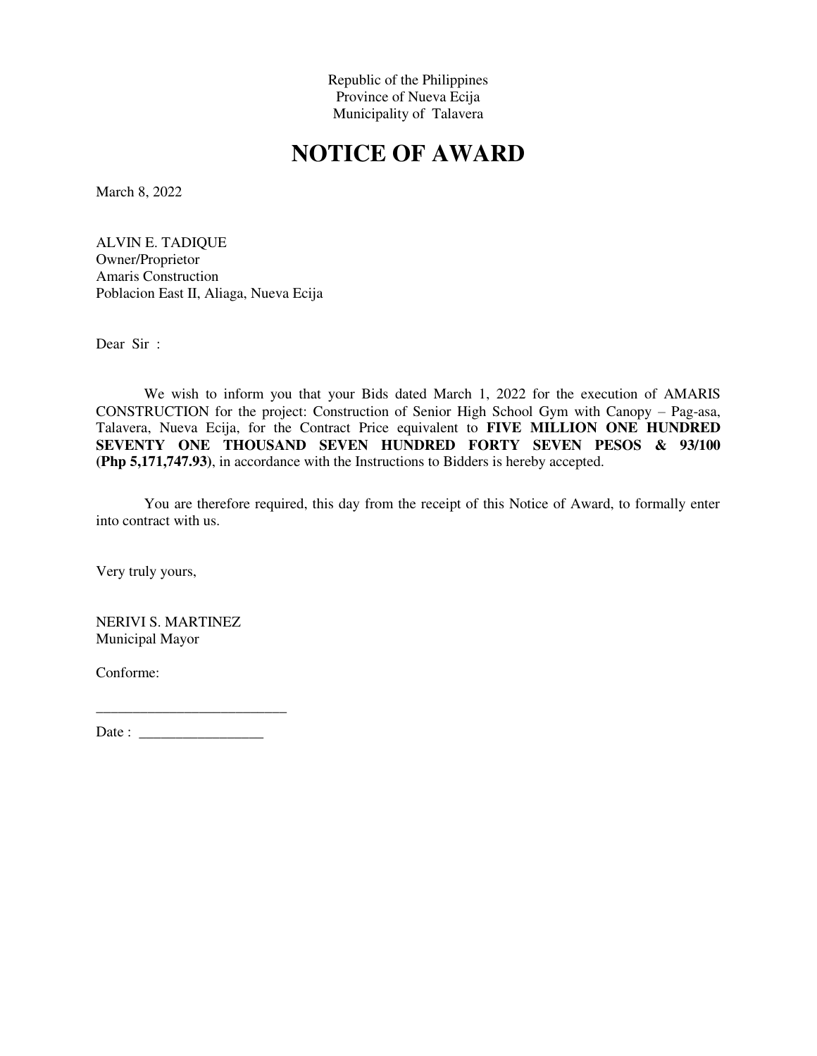Republic of the Philippines
Province of Nueva Ecija
Municipality of Talavera

# NOTICE OF AWARD

March 8, 2022

ALVIN E. TADIQUE
Owner/Proprietor
Amaris Construction
Poblacion East II, Aliaga, Nueva Ecija

Dear Sir :

We wish to inform you that your Bids dated March 1, 2022 for the execution of AMARIS CONSTRUCTION for the project: Construction of Senior High School Gym with Canopy – Pag-asa, Talavera, Nueva Ecija, for the Contract Price equivalent to **FIVE MILLION ONE HUNDRED SEVENTY ONE THOUSAND SEVEN HUNDRED FORTY SEVEN PESOS & 93/100 (Php 5,171,747.93)**, in accordance with the Instructions to Bidders is hereby accepted.

You are therefore required, this day from the receipt of this Notice of Award, to formally enter into contract with us.

Very truly yours,

NERIVI S. MARTINEZ
Municipal Mayor

Conforme:

__________________________

Date : _________________